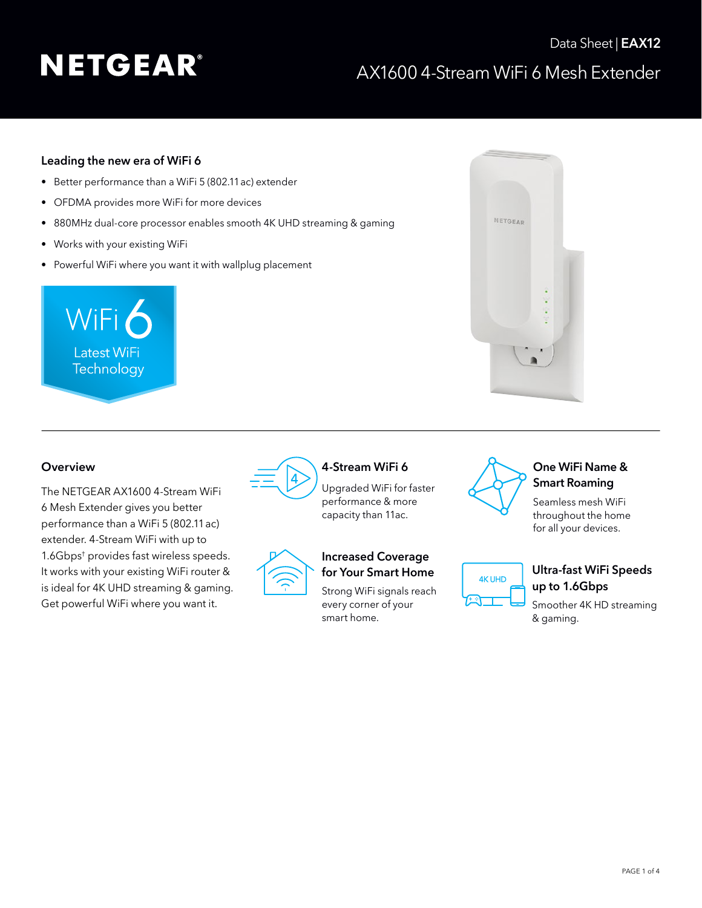Data Sheet | **EAX12**

# NETGEAR AX1600 4-Stream WiFi 6 Mesh Extender

### Leading the new era of WiFi 6

- Better performance than a WiFi 5 (802.11 ac) extender
- OFDMA provides more WiFi for more devices
- 880MHz dual-core processor enables smooth 4K UHD streaming & gaming
- Works with your existing WiFi
- Powerful WiFi where you want it with wallplug placement

WiFi 6
Latest WiFi Technology

## Overview

The NETGEAR AX1600 4-Stream WiFi 6 Mesh Extender gives you better performance than a WiFi 5 (802.11 ac) extender. 4-Stream WiFi with up to 1.6Gbps† provides fast wireless speeds. It works with your existing WiFi router & is ideal for 4K UHD streaming & gaming. Get powerful WiFi where you want it.

### 4-Stream WiFi 6

Upgraded WiFi for faster performance & more capacity than 11ac.

### One WiFi Name & Smart Roaming

Seamless mesh WiFi throughout the home for all your devices.

### Increased Coverage for Your Smart Home

Strong WiFi signals reach every corner of your smart home.

### Ultra-fast WiFi Speeds up to 1.6Gbps

Smoother 4K HD streaming & gaming.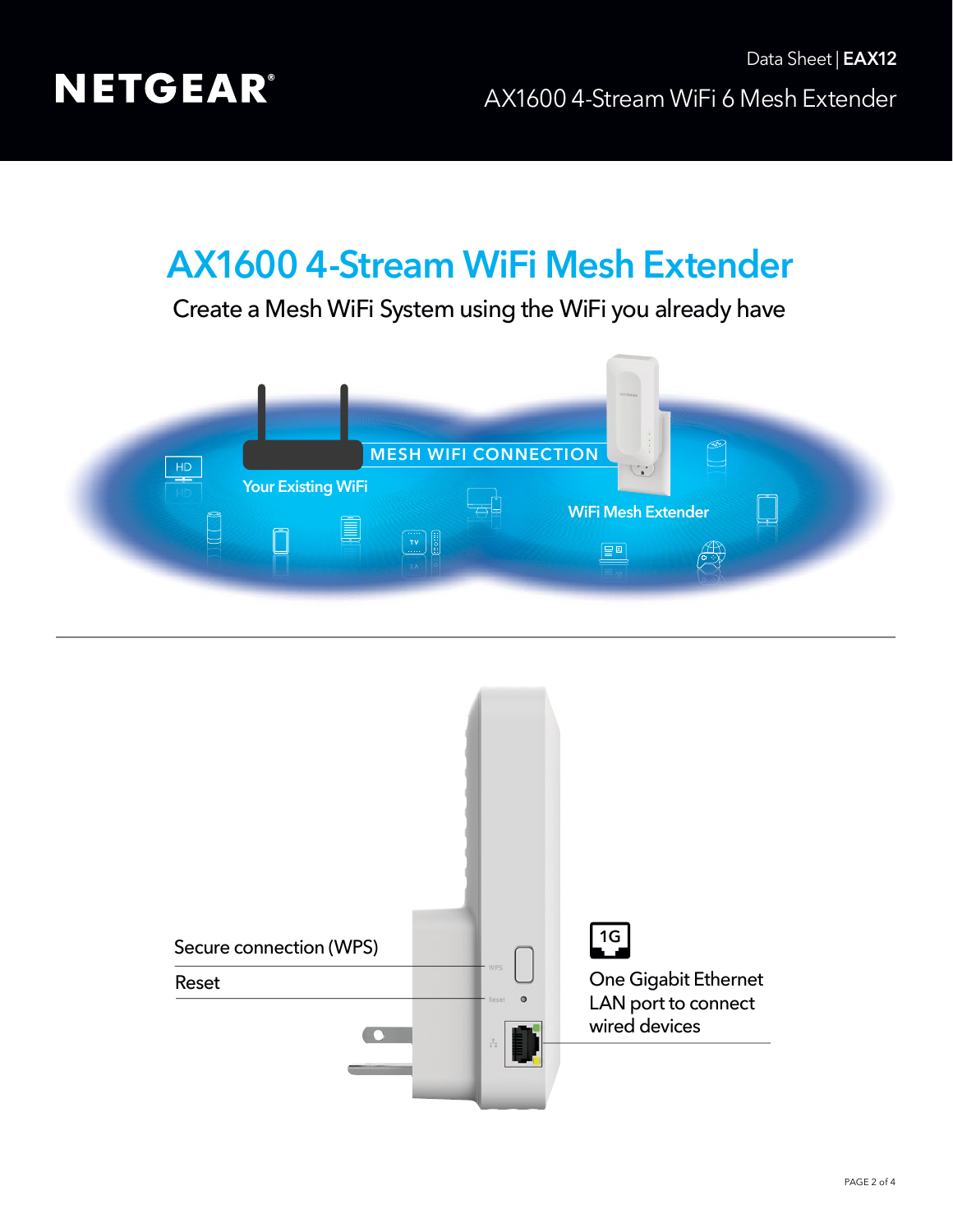# AX1600 4-Stream WiFi Mesh Extender

Create a Mesh WiFi System using the WiFi you already have

MESH WIFI CONNECTION

Your Existing WiFi

WiFi Mesh Extender

Secure connection (WPS)

Reset

1G

One Gigabit Ethernet LAN port to connect wired devices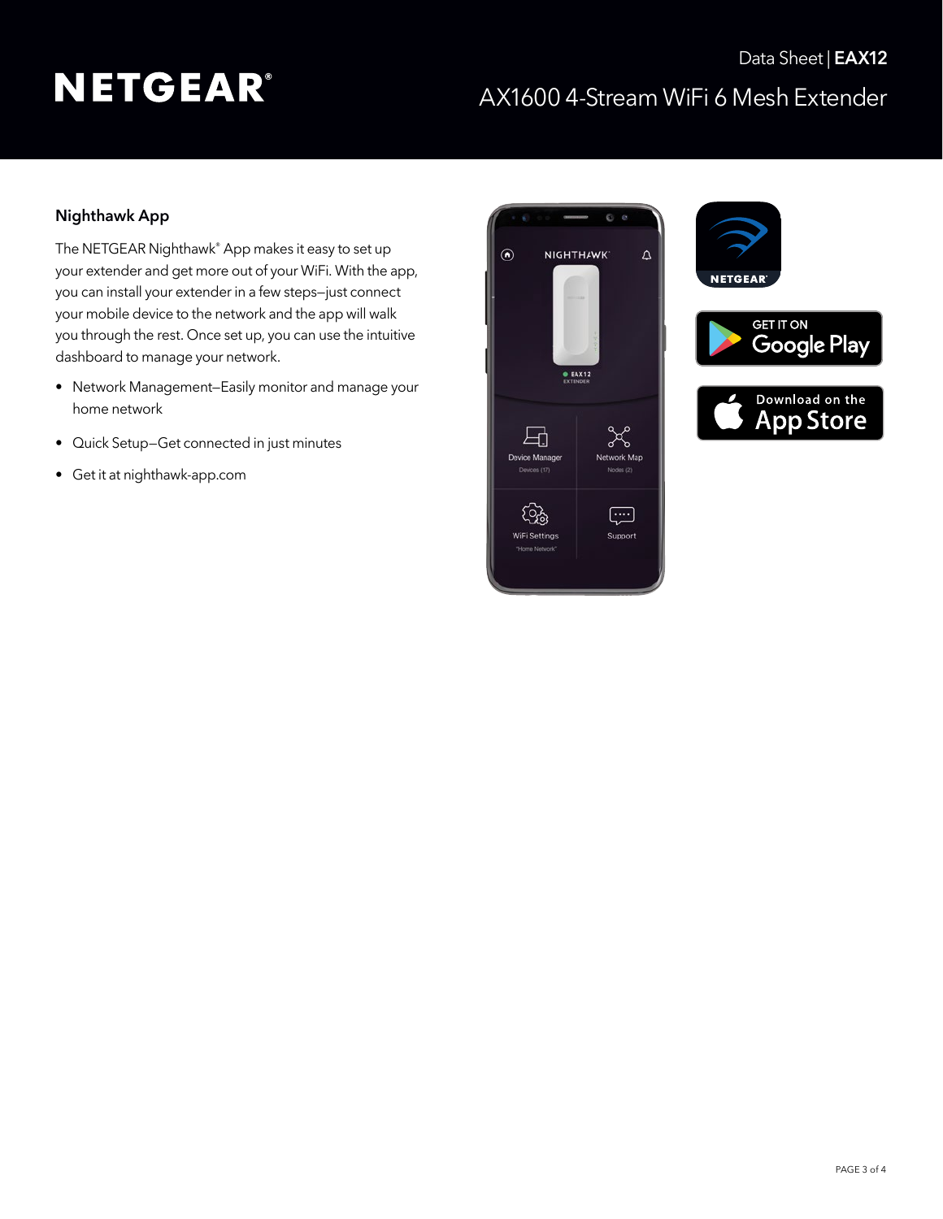## Nighthawk App

The NETGEAR Nighthawk® App makes it easy to set up your extender and get more out of your WiFi. With the app, you can install your extender in a few steps—just connect your mobile device to the network and the app will walk you through the rest. Once set up, you can use the intuitive dashboard to manage your network.

- Network Management—Easily monitor and manage your home network
- Quick Setup—Get connected in just minutes
- Get it at nighthawk-app.com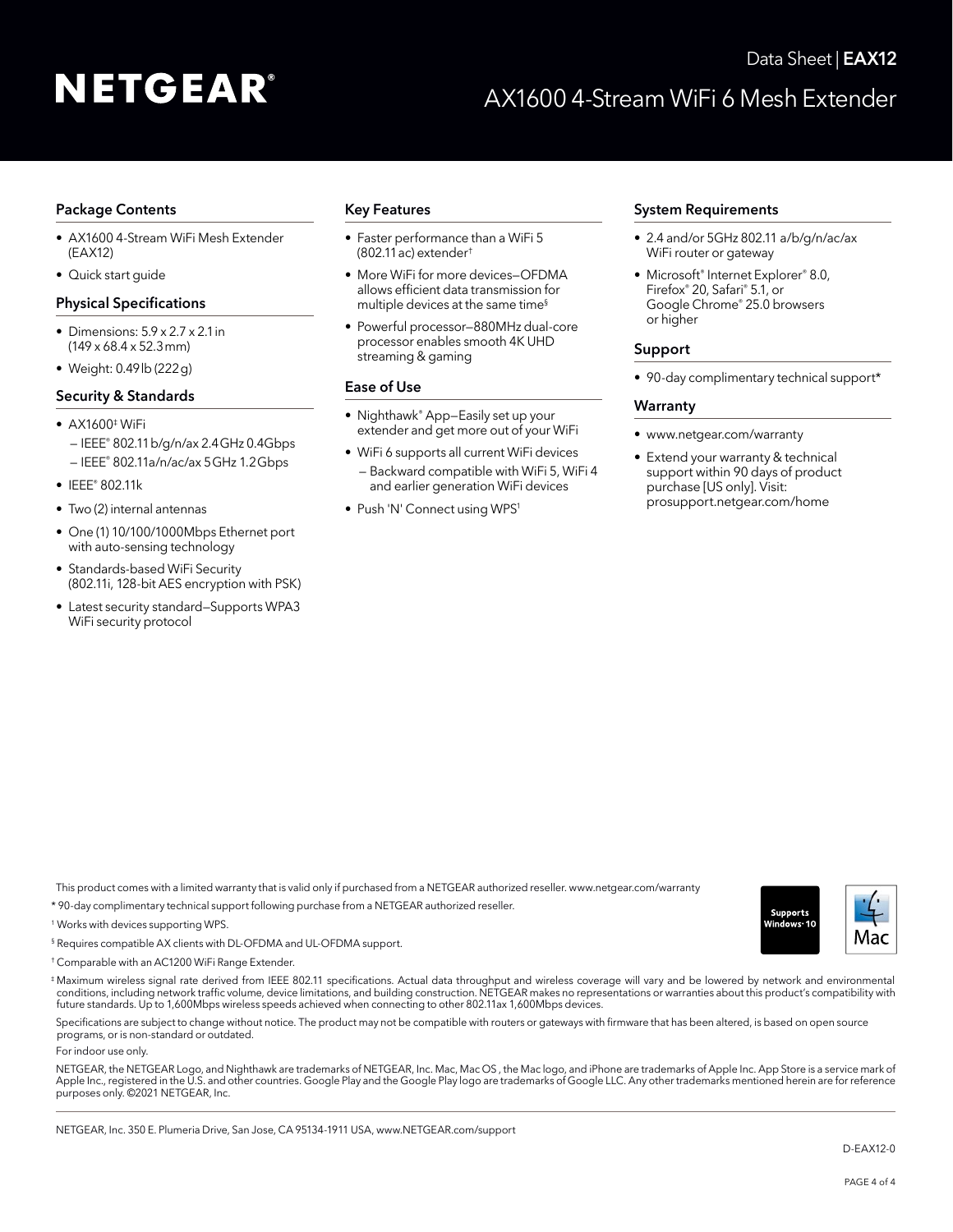# NETGEAR®

Data Sheet | **EAX12**

AX1600 4-Stream WiFi 6 Mesh Extender

## Package Contents

- AX1600 4-Stream WiFi Mesh Extender (EAX12)
- Quick start guide

## Physical Specifications

- Dimensions: 5.9 x 2.7 x 2.1 in (149 x 68.4 x 52.3 mm)
- Weight: 0.49 lb (222 g)

## Security & Standards

- AX1600[‡] WiFi
  - IEEE® 802.11 b/g/n/ax 2.4 GHz 0.4Gbps
  - IEEE® 802.11a/n/ac/ax 5 GHz 1.2 Gbps
- IEEE® 802.11k
- Two (2) internal antennas
- One (1) 10/100/1000Mbps Ethernet port with auto-sensing technology
- Standards-based WiFi Security (802.11i, 128-bit AES encryption with PSK)
- Latest security standard—Supports WPA3 WiFi security protocol

## Key Features

- Faster performance than a WiFi 5 (802.11 ac) extender[†]
- More WiFi for more devices—OFDMA allows efficient data transmission for multiple devices at the same time[§]
- Powerful processor—880MHz dual-core processor enables smooth 4K UHD streaming & gaming

## Ease of Use

- Nighthawk® App—Easily set up your extender and get more out of your WiFi
- WiFi 6 supports all current WiFi devices
  - Backward compatible with WiFi 5, WiFi 4 and earlier generation WiFi devices
- Push 'N' Connect using WPS[1]

## System Requirements

- 2.4 and/or 5GHz 802.11 a/b/g/n/ac/ax WiFi router or gateway
- Microsoft® Internet Explorer® 8.0, Firefox® 20, Safari® 5.1, or Google Chrome® 25.0 browsers or higher

## Support

- 90-day complimentary technical support*

## Warranty

- www.netgear.com/warranty
- Extend your warranty & technical support within 90 days of product purchase [US only]. Visit: prosupport.netgear.com/home

This product comes with a limited warranty that is valid only if purchased from a NETGEAR authorized reseller. www.netgear.com/warranty

\* 90-day complimentary technical support following purchase from a NETGEAR authorized reseller.

[1] Works with devices supporting WPS.

[§] Requires compatible AX clients with DL-OFDMA and UL-OFDMA support.

[†] Comparable with an AC1200 WiFi Range Extender.

[‡] Maximum wireless signal rate derived from IEEE 802.11 specifications. Actual data throughput and wireless coverage will vary and be lowered by network and environmental conditions, including network traffic volume, device limitations, and building construction. NETGEAR makes no representations or warranties about this product's compatibility with future standards. Up to 1,600Mbps wireless speeds achieved when connecting to other 802.11ax 1,600Mbps devices.

Supports Windows 10

Mac

Specifications are subject to change without notice. The product may not be compatible with routers or gateways with firmware that has been altered, is based on open source programs, or is non-standard or outdated.

For indoor use only.

NETGEAR, the NETGEAR Logo, and Nighthawk are trademarks of NETGEAR, Inc. Mac, Mac OS , the Mac logo, and iPhone are trademarks of Apple Inc. App Store is a service mark of Apple Inc., registered in the U.S. and other countries. Google Play and the Google Play logo are trademarks of Google LLC. Any other trademarks mentioned herein are for reference purposes only. ©2021 NETGEAR, Inc.

NETGEAR, Inc. 350 E. Plumeria Drive, San Jose, CA 95134-1911 USA, www.NETGEAR.com/support

D-EAX12-0